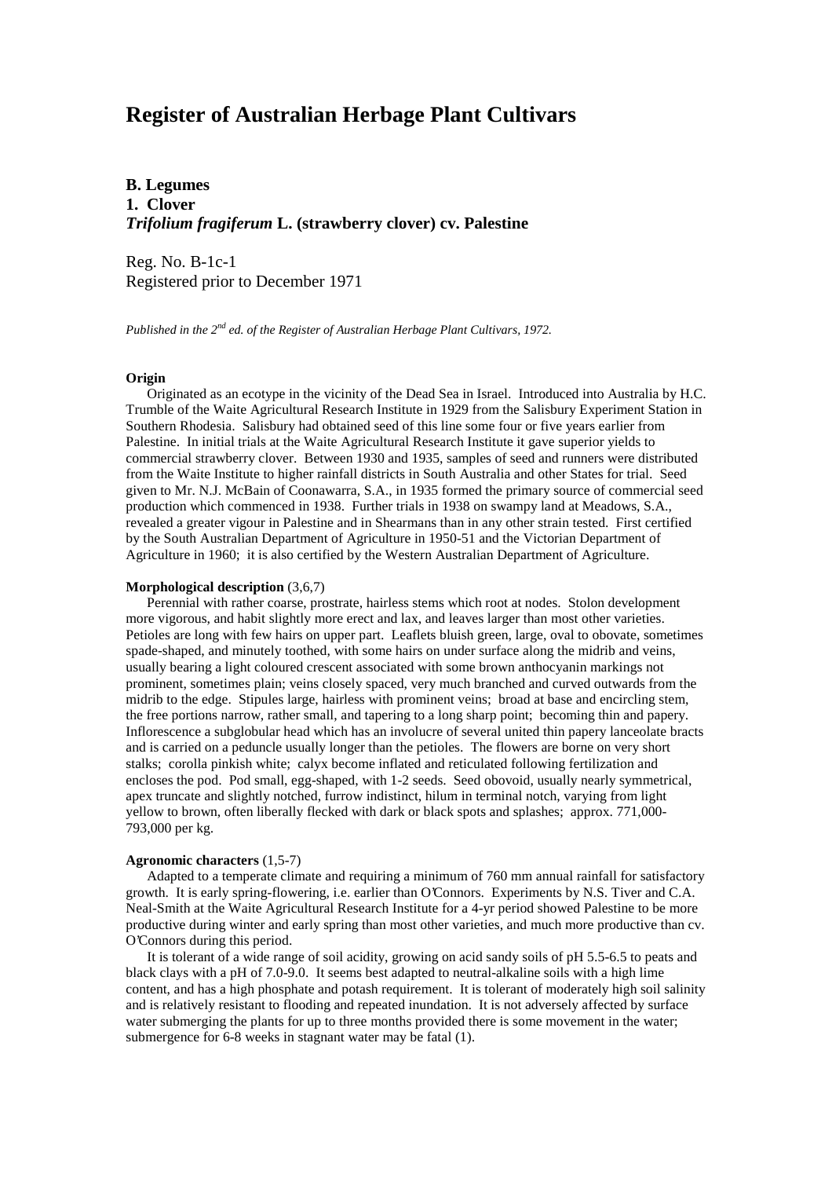# Register of Australian Herbage Plant Cultivars

**B. Legumes**
**1. Clover**
***Trifolium fragiferum* L. (strawberry clover) cv. Palestine**

Reg. No. B-1c-1
Registered prior to December 1971

*Published in the 2nd ed. of the Register of Australian Herbage Plant Cultivars, 1972.*

**Origin**

Originated as an ecotype in the vicinity of the Dead Sea in Israel. Introduced into Australia by H.C. Trumble of the Waite Agricultural Research Institute in 1929 from the Salisbury Experiment Station in Southern Rhodesia. Salisbury had obtained seed of this line some four or five years earlier from Palestine. In initial trials at the Waite Agricultural Research Institute it gave superior yields to commercial strawberry clover. Between 1930 and 1935, samples of seed and runners were distributed from the Waite Institute to higher rainfall districts in South Australia and other States for trial. Seed given to Mr. N.J. McBain of Coonawarra, S.A., in 1935 formed the primary source of commercial seed production which commenced in 1938. Further trials in 1938 on swampy land at Meadows, S.A., revealed a greater vigour in Palestine and in Shearmans than in any other strain tested. First certified by the South Australian Department of Agriculture in 1950-51 and the Victorian Department of Agriculture in 1960; it is also certified by the Western Australian Department of Agriculture.

**Morphological description** (3,6,7)

Perennial with rather coarse, prostrate, hairless stems which root at nodes. Stolon development more vigorous, and habit slightly more erect and lax, and leaves larger than most other varieties. Petioles are long with few hairs on upper part. Leaflets bluish green, large, oval to obovate, sometimes spade-shaped, and minutely toothed, with some hairs on under surface along the midrib and veins, usually bearing a light coloured crescent associated with some brown anthocyanin markings not prominent, sometimes plain; veins closely spaced, very much branched and curved outwards from the midrib to the edge. Stipules large, hairless with prominent veins; broad at base and encircling stem, the free portions narrow, rather small, and tapering to a long sharp point; becoming thin and papery. Inflorescence a subglobular head which has an involucre of several united thin papery lanceolate bracts and is carried on a peduncle usually longer than the petioles. The flowers are borne on very short stalks; corolla pinkish white; calyx become inflated and reticulated following fertilization and encloses the pod. Pod small, egg-shaped, with 1-2 seeds. Seed obovoid, usually nearly symmetrical, apex truncate and slightly notched, furrow indistinct, hilum in terminal notch, varying from light yellow to brown, often liberally flecked with dark or black spots and splashes; approx. 771,000-793,000 per kg.

**Agronomic characters** (1,5-7)

Adapted to a temperate climate and requiring a minimum of 760 mm annual rainfall for satisfactory growth. It is early spring-flowering, i.e. earlier than O'Connors. Experiments by N.S. Tiver and C.A. Neal-Smith at the Waite Agricultural Research Institute for a 4-yr period showed Palestine to be more productive during winter and early spring than most other varieties, and much more productive than cv. O'Connors during this period.

It is tolerant of a wide range of soil acidity, growing on acid sandy soils of pH 5.5-6.5 to peats and black clays with a pH of 7.0-9.0. It seems best adapted to neutral-alkaline soils with a high lime content, and has a high phosphate and potash requirement. It is tolerant of moderately high soil salinity and is relatively resistant to flooding and repeated inundation. It is not adversely affected by surface water submerging the plants for up to three months provided there is some movement in the water; submergence for 6-8 weeks in stagnant water may be fatal (1).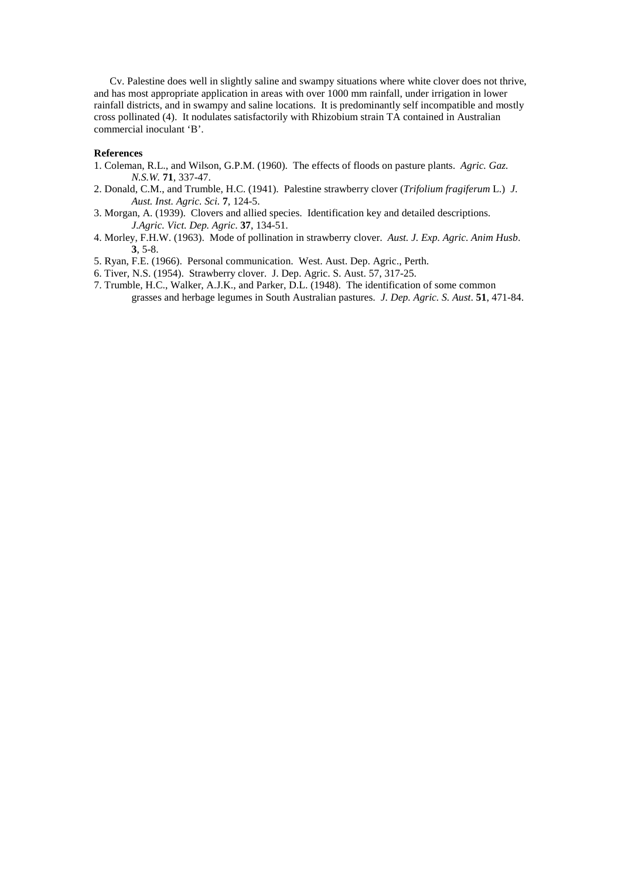Cv. Palestine does well in slightly saline and swampy situations where white clover does not thrive, and has most appropriate application in areas with over 1000 mm rainfall, under irrigation in lower rainfall districts, and in swampy and saline locations. It is predominantly self incompatible and mostly cross pollinated (4). It nodulates satisfactorily with Rhizobium strain TA contained in Australian commercial inoculant 'B'.

**References**

1. Coleman, R.L., and Wilson, G.P.M. (1960). The effects of floods on pasture plants. *Agric. Gaz. N.S.W.* **71**, 337-47.
2. Donald, C.M., and Trumble, H.C. (1941). Palestine strawberry clover (*Trifolium fragiferum* L.) *J. Aust. Inst. Agric. Sci.* **7**, 124-5.
3. Morgan, A. (1939). Clovers and allied species. Identification key and detailed descriptions. *J.Agric. Vict. Dep. Agric*. **37**, 134-51.
4. Morley, F.H.W. (1963). Mode of pollination in strawberry clover. *Aust. J. Exp. Agric. Anim Husb*. **3**, 5-8.
5. Ryan, F.E. (1966). Personal communication. West. Aust. Dep. Agric., Perth.
6. Tiver, N.S. (1954). Strawberry clover. J. Dep. Agric. S. Aust. 57, 317-25.
7. Trumble, H.C., Walker, A.J.K., and Parker, D.L. (1948). The identification of some common grasses and herbage legumes in South Australian pastures. *J. Dep. Agric. S. Aust*. **51**, 471-84.